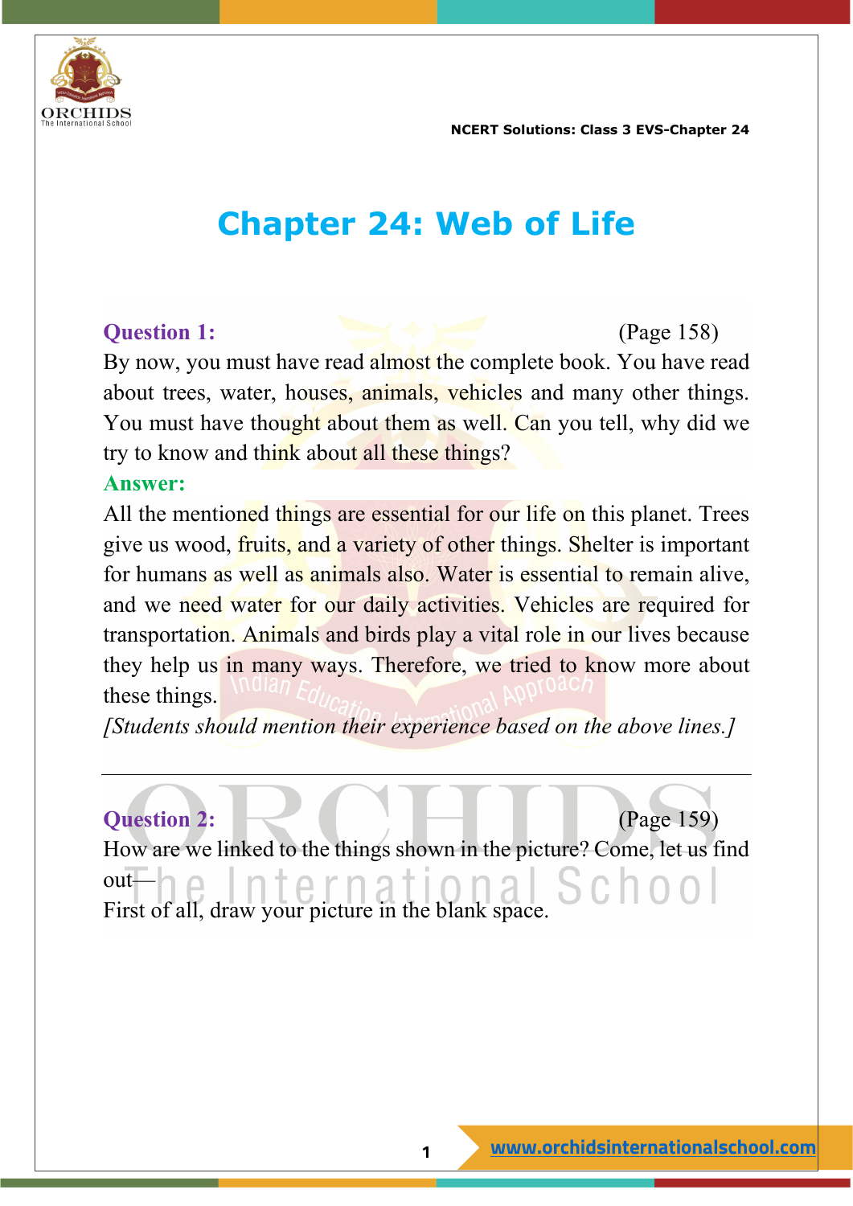# Chapter 24: Web of Life

**Question 1:** (Page 158)

By now, you must have read almost the complete book. You have read about trees, water, houses, animals, vehicles and many other things. You must have thought about them as well. Can you tell, why did we try to know and think about all these things?

**Answer:**

All the mentioned things are essential for our life on this planet. Trees give us wood, fruits, and a variety of other things. Shelter is important for humans as well as animals also. Water is essential to remain alive, and we need water for our daily activities. Vehicles are required for transportation. Animals and birds play a vital role in our lives because they help us in many ways. Therefore, we tried to know more about these things.

*[Students should mention their experience based on the above lines.]*

---

**Question 2:** (Page 159)

How are we linked to the things shown in the picture? Come, let us find out—

First of all, draw your picture in the blank space.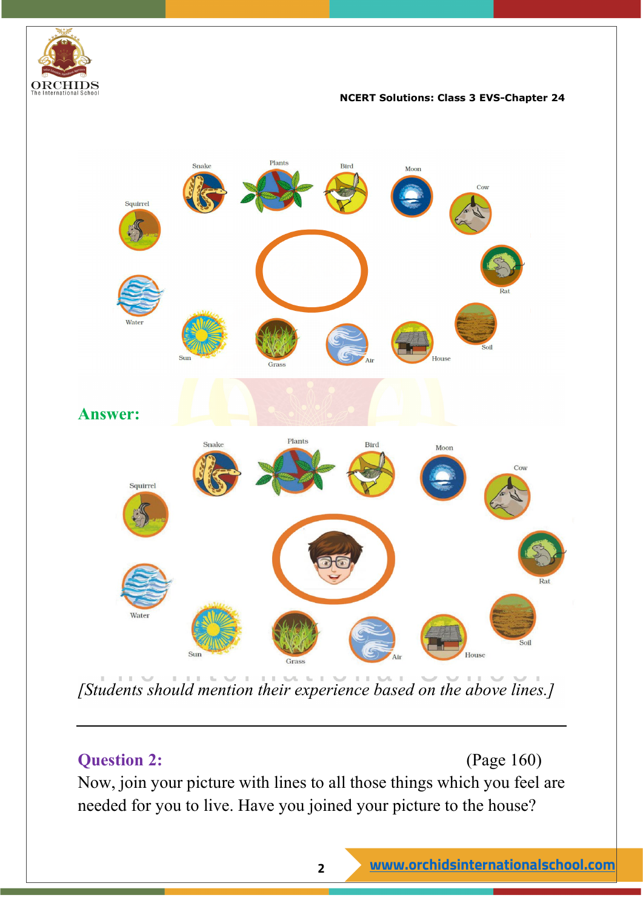Snake Plants Bird Moon Cow Squirrel Rat Water Sun Grass Air House Soil

**Answer:**

Snake Plants Bird Moon Cow Squirrel Rat Water Sun Grass Air House Soil

*[Students should mention their experience based on the above lines.]*

---

**Question 2:** (Page 160)

Now, join your picture with lines to all those things which you feel are needed for you to live. Have you joined your picture to the house?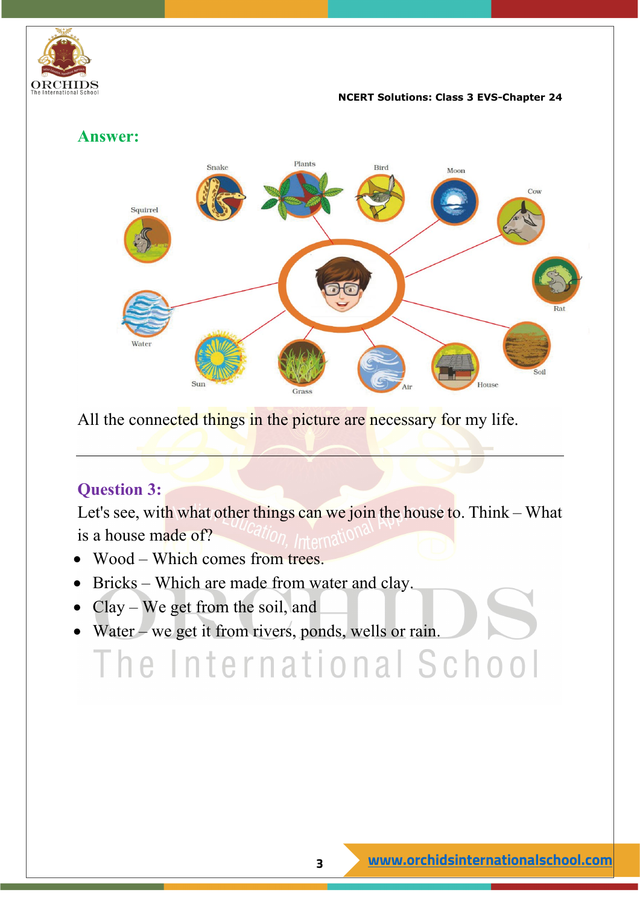## Answer:

All the connected things in the picture are necessary for my life.

---

## Question 3:

Let's see, with what other things can we join the house to. Think – What is a house made of?

- Wood – Which comes from trees.
- Bricks – Which are made from water and clay.
- Clay – We get from the soil, and
- Water – we get it from rivers, ponds, wells or rain.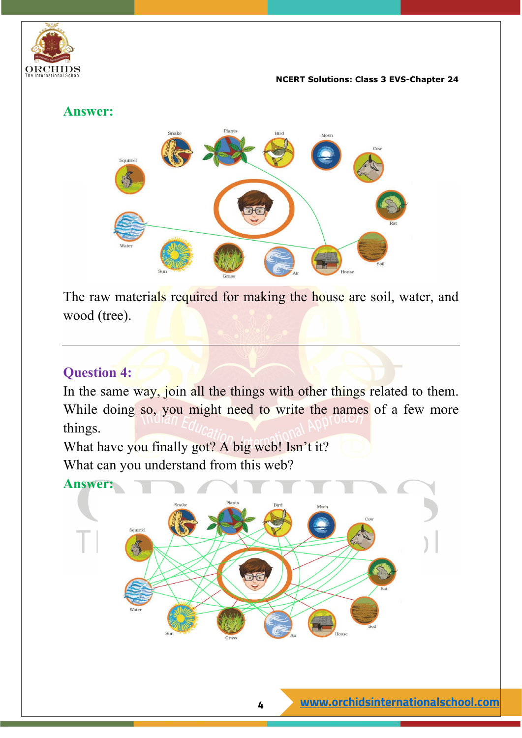**Answer:**

The raw materials required for making the house are soil, water, and wood (tree).

---

**Question 4:**

In the same way, join all the things with other things related to them. While doing so, you might need to write the names of a few more things.

What have you finally got? A big web! Isn't it?

What can you understand from this web?

**Answer:**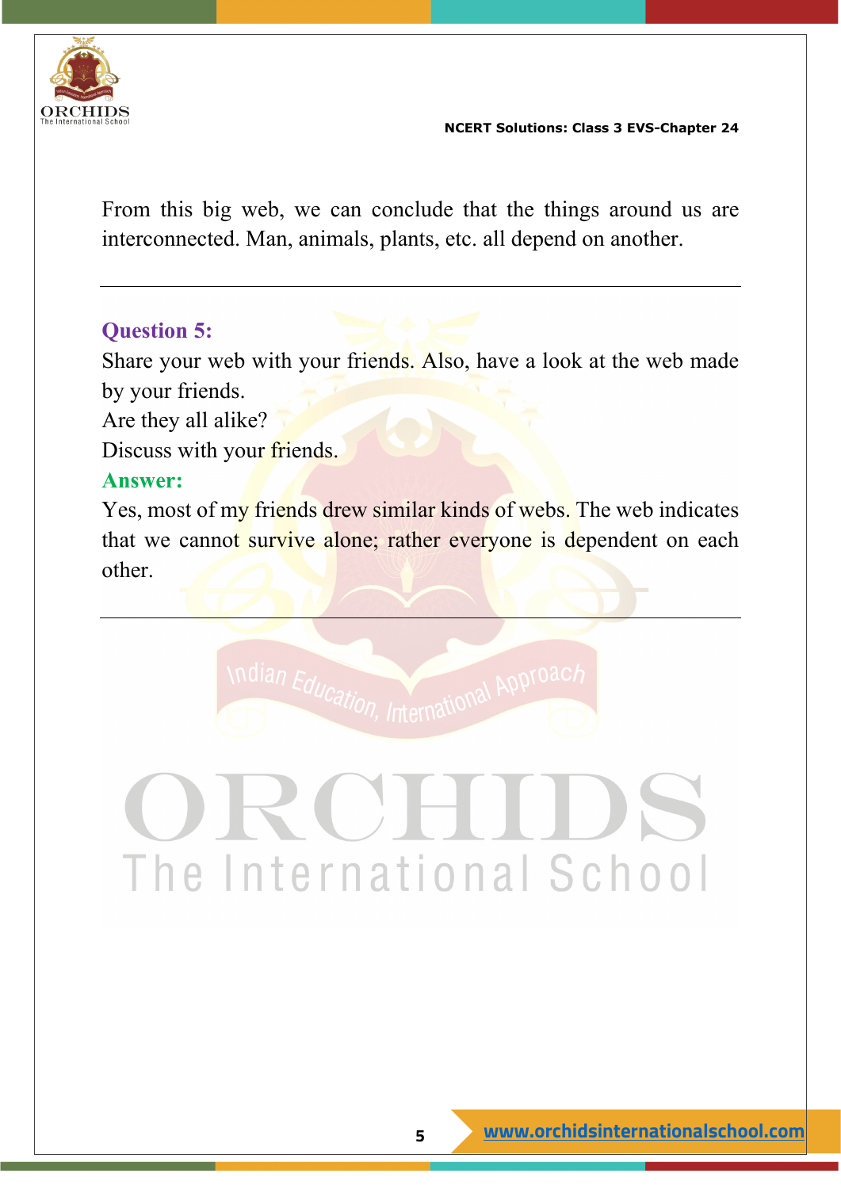From this big web, we can conclude that the things around us are interconnected. Man, animals, plants, etc. all depend on another.

---

**Question 5:**

Share your web with your friends. Also, have a look at the web made by your friends.

Are they all alike?

Discuss with your friends.

**Answer:**

Yes, most of my friends drew similar kinds of webs. The web indicates that we cannot survive alone; rather everyone is dependent on each other.

---